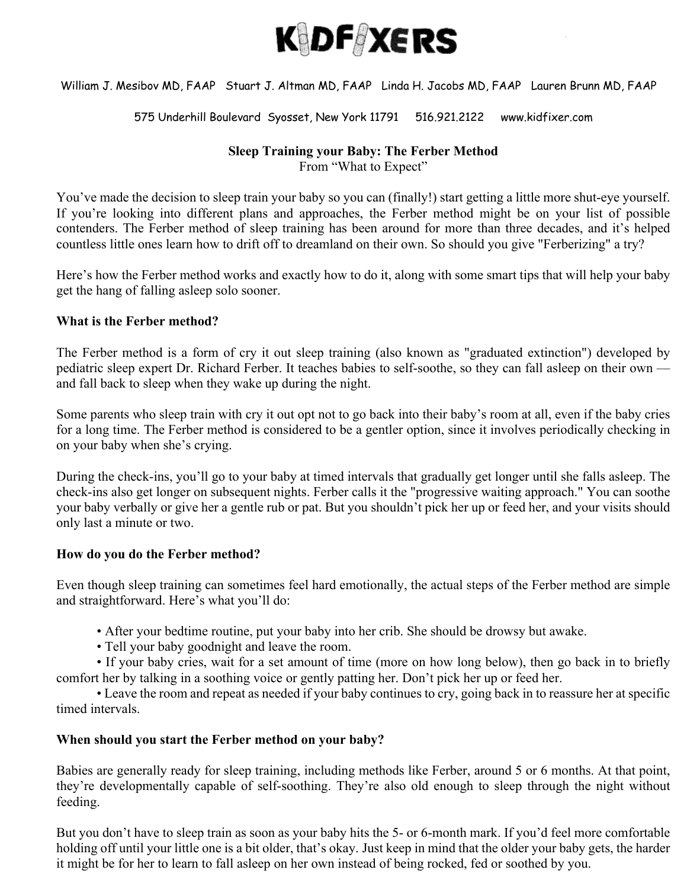# KIDFIXERS

William J. Mesibov MD, FAAP   Stuart J. Altman MD, FAAP   Linda H. Jacobs MD, FAAP   Lauren Brunn MD, FAAP

575 Underhill Boulevard  Syosset, New York 11791   516.921.2122   www.kidfixer.com

## Sleep Training your Baby: The Ferber Method

From "What to Expect"

You've made the decision to sleep train your baby so you can (finally!) start getting a little more shut-eye yourself. If you're looking into different plans and approaches, the Ferber method might be on your list of possible contenders. The Ferber method of sleep training has been around for more than three decades, and it's helped countless little ones learn how to drift off to dreamland on their own. So should you give "Ferberizing" a try?

Here's how the Ferber method works and exactly how to do it, along with some smart tips that will help your baby get the hang of falling asleep solo sooner.

### What is the Ferber method?

The Ferber method is a form of cry it out sleep training (also known as "graduated extinction") developed by pediatric sleep expert Dr. Richard Ferber. It teaches babies to self-soothe, so they can fall asleep on their own — and fall back to sleep when they wake up during the night.

Some parents who sleep train with cry it out opt not to go back into their baby's room at all, even if the baby cries for a long time. The Ferber method is considered to be a gentler option, since it involves periodically checking in on your baby when she's crying.

During the check-ins, you'll go to your baby at timed intervals that gradually get longer until she falls asleep. The check-ins also get longer on subsequent nights. Ferber calls it the "progressive waiting approach." You can soothe your baby verbally or give her a gentle rub or pat. But you shouldn't pick her up or feed her, and your visits should only last a minute or two.

### How do you do the Ferber method?

Even though sleep training can sometimes feel hard emotionally, the actual steps of the Ferber method are simple and straightforward. Here's what you'll do:

- After your bedtime routine, put your baby into her crib. She should be drowsy but awake.
- Tell your baby goodnight and leave the room.
- If your baby cries, wait for a set amount of time (more on how long below), then go back in to briefly comfort her by talking in a soothing voice or gently patting her. Don't pick her up or feed her.
- Leave the room and repeat as needed if your baby continues to cry, going back in to reassure her at specific timed intervals.

### When should you start the Ferber method on your baby?

Babies are generally ready for sleep training, including methods like Ferber, around 5 or 6 months. At that point, they're developmentally capable of self-soothing. They're also old enough to sleep through the night without feeding.

But you don't have to sleep train as soon as your baby hits the 5- or 6-month mark. If you'd feel more comfortable holding off until your little one is a bit older, that's okay. Just keep in mind that the older your baby gets, the harder it might be for her to learn to fall asleep on her own instead of being rocked, fed or soothed by you.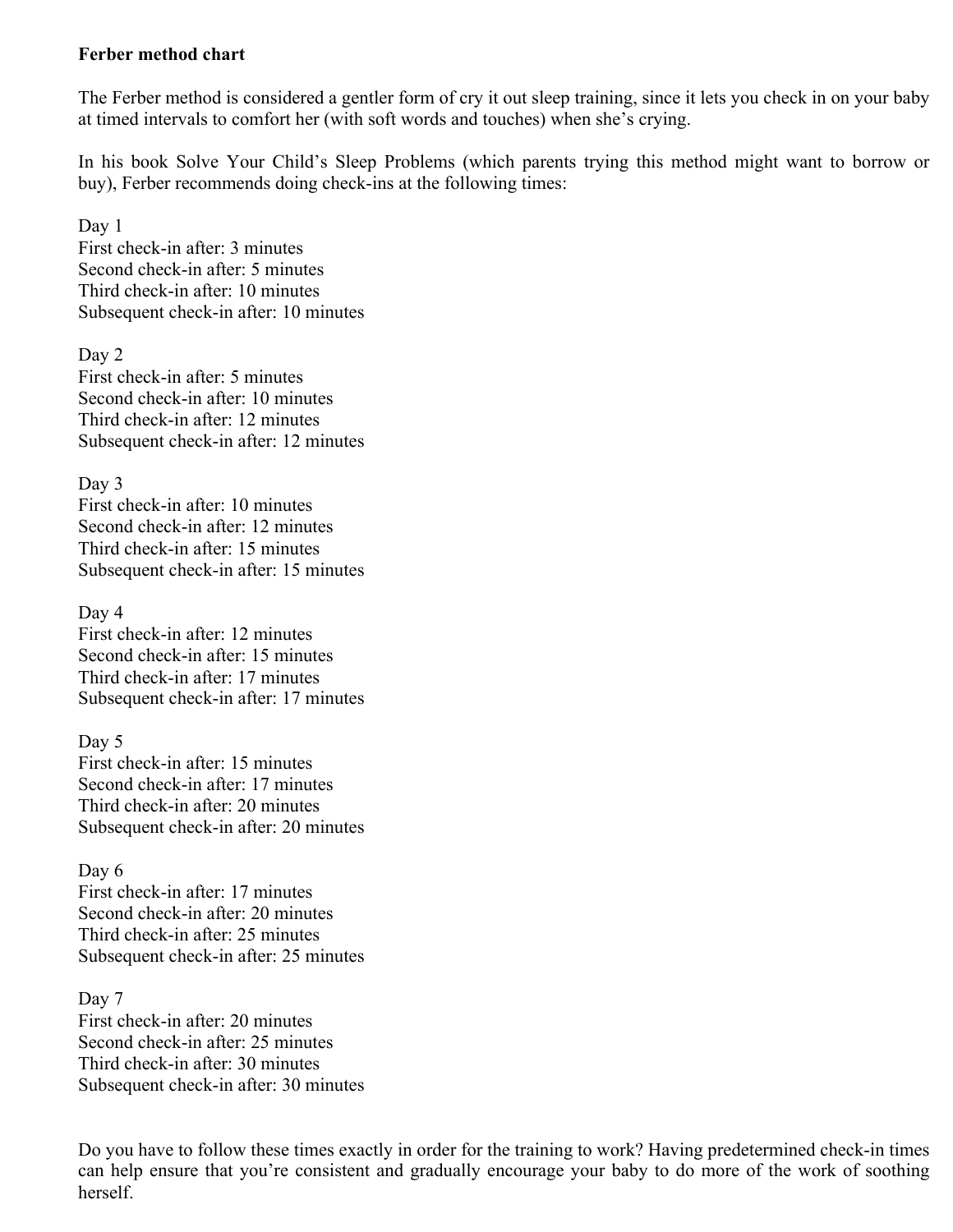**Ferber method chart**

The Ferber method is considered a gentler form of cry it out sleep training, since it lets you check in on your baby at timed intervals to comfort her (with soft words and touches) when she's crying.

In his book Solve Your Child's Sleep Problems (which parents trying this method might want to borrow or buy), Ferber recommends doing check-ins at the following times:

Day 1
First check-in after: 3 minutes
Second check-in after: 5 minutes
Third check-in after: 10 minutes
Subsequent check-in after: 10 minutes

Day 2
First check-in after: 5 minutes
Second check-in after: 10 minutes
Third check-in after: 12 minutes
Subsequent check-in after: 12 minutes

Day 3
First check-in after: 10 minutes
Second check-in after: 12 minutes
Third check-in after: 15 minutes
Subsequent check-in after: 15 minutes

Day 4
First check-in after: 12 minutes
Second check-in after: 15 minutes
Third check-in after: 17 minutes
Subsequent check-in after: 17 minutes

Day 5
First check-in after: 15 minutes
Second check-in after: 17 minutes
Third check-in after: 20 minutes
Subsequent check-in after: 20 minutes

Day 6
First check-in after: 17 minutes
Second check-in after: 20 minutes
Third check-in after: 25 minutes
Subsequent check-in after: 25 minutes

Day 7
First check-in after: 20 minutes
Second check-in after: 25 minutes
Third check-in after: 30 minutes
Subsequent check-in after: 30 minutes

Do you have to follow these times exactly in order for the training to work? Having predetermined check-in times can help ensure that you're consistent and gradually encourage your baby to do more of the work of soothing herself.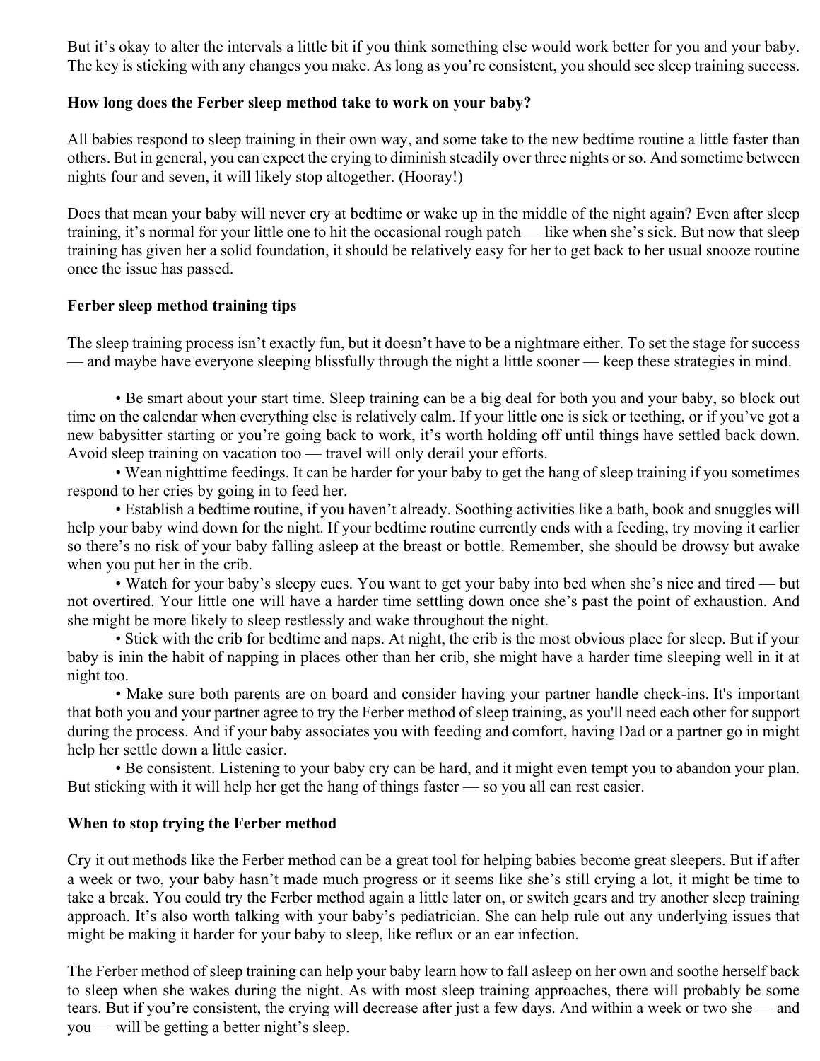But it's okay to alter the intervals a little bit if you think something else would work better for you and your baby. The key is sticking with any changes you make. As long as you're consistent, you should see sleep training success.

**How long does the Ferber sleep method take to work on your baby?**

All babies respond to sleep training in their own way, and some take to the new bedtime routine a little faster than others. But in general, you can expect the crying to diminish steadily over three nights or so. And sometime between nights four and seven, it will likely stop altogether. (Hooray!)

Does that mean your baby will never cry at bedtime or wake up in the middle of the night again? Even after sleep training, it's normal for your little one to hit the occasional rough patch — like when she's sick. But now that sleep training has given her a solid foundation, it should be relatively easy for her to get back to her usual snooze routine once the issue has passed.

**Ferber sleep method training tips**

The sleep training process isn't exactly fun, but it doesn't have to be a nightmare either. To set the stage for success — and maybe have everyone sleeping blissfully through the night a little sooner — keep these strategies in mind.

- Be smart about your start time. Sleep training can be a big deal for both you and your baby, so block out time on the calendar when everything else is relatively calm. If your little one is sick or teething, or if you've got a new babysitter starting or you're going back to work, it's worth holding off until things have settled back down. Avoid sleep training on vacation too — travel will only derail your efforts.
- Wean nighttime feedings. It can be harder for your baby to get the hang of sleep training if you sometimes respond to her cries by going in to feed her.
- Establish a bedtime routine, if you haven't already. Soothing activities like a bath, book and snuggles will help your baby wind down for the night. If your bedtime routine currently ends with a feeding, try moving it earlier so there's no risk of your baby falling asleep at the breast or bottle. Remember, she should be drowsy but awake when you put her in the crib.
- Watch for your baby's sleepy cues. You want to get your baby into bed when she's nice and tired — but not overtired. Your little one will have a harder time settling down once she's past the point of exhaustion. And she might be more likely to sleep restlessly and wake throughout the night.
- Stick with the crib for bedtime and naps. At night, the crib is the most obvious place for sleep. But if your baby is inin the habit of napping in places other than her crib, she might have a harder time sleeping well in it at night too.
- Make sure both parents are on board and consider having your partner handle check-ins. It's important that both you and your partner agree to try the Ferber method of sleep training, as you'll need each other for support during the process. And if your baby associates you with feeding and comfort, having Dad or a partner go in might help her settle down a little easier.
- Be consistent. Listening to your baby cry can be hard, and it might even tempt you to abandon your plan. But sticking with it will help her get the hang of things faster — so you all can rest easier.

**When to stop trying the Ferber method**

Cry it out methods like the Ferber method can be a great tool for helping babies become great sleepers. But if after a week or two, your baby hasn't made much progress or it seems like she's still crying a lot, it might be time to take a break. You could try the Ferber method again a little later on, or switch gears and try another sleep training approach. It's also worth talking with your baby's pediatrician. She can help rule out any underlying issues that might be making it harder for your baby to sleep, like reflux or an ear infection.

The Ferber method of sleep training can help your baby learn how to fall asleep on her own and soothe herself back to sleep when she wakes during the night. As with most sleep training approaches, there will probably be some tears. But if you're consistent, the crying will decrease after just a few days. And within a week or two she — and you — will be getting a better night's sleep.